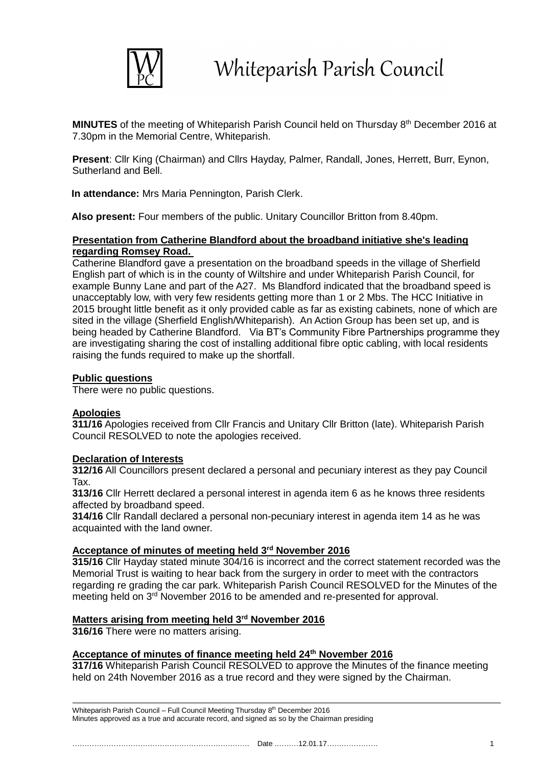# Whiteparish Parish Council

**MINUTES** of the meeting of Whiteparish Parish Council held on Thursday 8th December 2016 at 7.30pm in the Memorial Centre, Whiteparish.

**Present**: Cllr King (Chairman) and Cllrs Hayday, Palmer, Randall, Jones, Herrett, Burr, Eynon, Sutherland and Bell.

**In attendance:** Mrs Maria Pennington, Parish Clerk.

**Also present:** Four members of the public. Unitary Councillor Britton from 8.40pm.

**Presentation from Catherine Blandford about the broadband initiative she's leading regarding Romsey Road.**

Catherine Blandford gave a presentation on the broadband speeds in the village of Sherfield English part of which is in the county of Wiltshire and under Whiteparish Parish Council, for example Bunny Lane and part of the A27. Ms Blandford indicated that the broadband speed is unacceptably low, with very few residents getting more than 1 or 2 Mbs. The HCC Initiative in 2015 brought little benefit as it only provided cable as far as existing cabinets, none of which are sited in the village (Sherfield English/Whiteparish). An Action Group has been set up, and is being headed by Catherine Blandford. Via BT's Community Fibre Partnerships programme they are investigating sharing the cost of installing additional fibre optic cabling, with local residents raising the funds required to make up the shortfall.

**Public questions**

There were no public questions.

**Apologies**

**311/16** Apologies received from Cllr Francis and Unitary Cllr Britton (late). Whiteparish Parish Council RESOLVED to note the apologies received.

**Declaration of Interests**

**312/16** All Councillors present declared a personal and pecuniary interest as they pay Council Tax.

**313/16** Cllr Herrett declared a personal interest in agenda item 6 as he knows three residents affected by broadband speed.

**314/16** Cllr Randall declared a personal non-pecuniary interest in agenda item 14 as he was acquainted with the land owner.

**Acceptance of minutes of meeting held 3rd November 2016**

**315/16** Cllr Hayday stated minute 304/16 is incorrect and the correct statement recorded was the Memorial Trust is waiting to hear back from the surgery in order to meet with the contractors regarding re grading the car park. Whiteparish Parish Council RESOLVED for the Minutes of the meeting held on 3rd November 2016 to be amended and re-presented for approval.

**Matters arising from meeting held 3rd November 2016**

**316/16** There were no matters arising.

**Acceptance of minutes of finance meeting held 24th November 2016**

**317/16** Whiteparish Parish Council RESOLVED to approve the Minutes of the finance meeting held on 24th November 2016 as a true record and they were signed by the Chairman.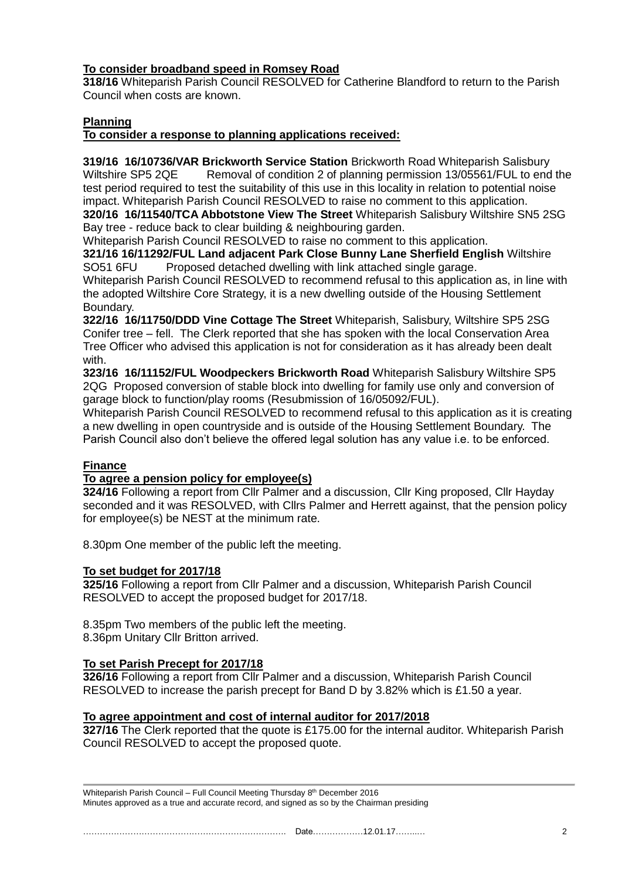**To consider broadband speed in Romsey Road**

**318/16** Whiteparish Parish Council RESOLVED for Catherine Blandford to return to the Parish Council when costs are known.

**Planning**

**To consider a response to planning applications received:**

**319/16 16/10736/VAR Brickworth Service Station** Brickworth Road Whiteparish Salisbury Wiltshire SP5 2QE Removal of condition 2 of planning permission 13/05561/FUL to end the test period required to test the suitability of this use in this locality in relation to potential noise impact. Whiteparish Parish Council RESOLVED to raise no comment to this application.

**320/16 16/11540/TCA Abbotstone View The Street** Whiteparish Salisbury Wiltshire SN5 2SG Bay tree - reduce back to clear building & neighbouring garden.
Whiteparish Parish Council RESOLVED to raise no comment to this application.

**321/16 16/11292/FUL Land adjacent Park Close Bunny Lane Sherfield English** Wiltshire SO51 6FU Proposed detached dwelling with link attached single garage.
Whiteparish Parish Council RESOLVED to recommend refusal to this application as, in line with the adopted Wiltshire Core Strategy, it is a new dwelling outside of the Housing Settlement Boundary.

**322/16 16/11750/DDD Vine Cottage The Street** Whiteparish, Salisbury, Wiltshire SP5 2SG Conifer tree – fell. The Clerk reported that she has spoken with the local Conservation Area Tree Officer who advised this application is not for consideration as it has already been dealt with.

**323/16 16/11152/FUL Woodpeckers Brickworth Road** Whiteparish Salisbury Wiltshire SP5 2QG Proposed conversion of stable block into dwelling for family use only and conversion of garage block to function/play rooms (Resubmission of 16/05092/FUL).
Whiteparish Parish Council RESOLVED to recommend refusal to this application as it is creating a new dwelling in open countryside and is outside of the Housing Settlement Boundary. The Parish Council also don't believe the offered legal solution has any value i.e. to be enforced.

**Finance**

**To agree a pension policy for employee(s)**

**324/16** Following a report from Cllr Palmer and a discussion, Cllr King proposed, Cllr Hayday seconded and it was RESOLVED, with Cllrs Palmer and Herrett against, that the pension policy for employee(s) be NEST at the minimum rate.

8.30pm One member of the public left the meeting.

**To set budget for 2017/18**

**325/16** Following a report from Cllr Palmer and a discussion, Whiteparish Parish Council RESOLVED to accept the proposed budget for 2017/18.

8.35pm Two members of the public left the meeting.
8.36pm Unitary Cllr Britton arrived.

**To set Parish Precept for 2017/18**

**326/16** Following a report from Cllr Palmer and a discussion, Whiteparish Parish Council RESOLVED to increase the parish precept for Band D by 3.82% which is £1.50 a year.

**To agree appointment and cost of internal auditor for 2017/2018**

**327/16** The Clerk reported that the quote is £175.00 for the internal auditor. Whiteparish Parish Council RESOLVED to accept the proposed quote.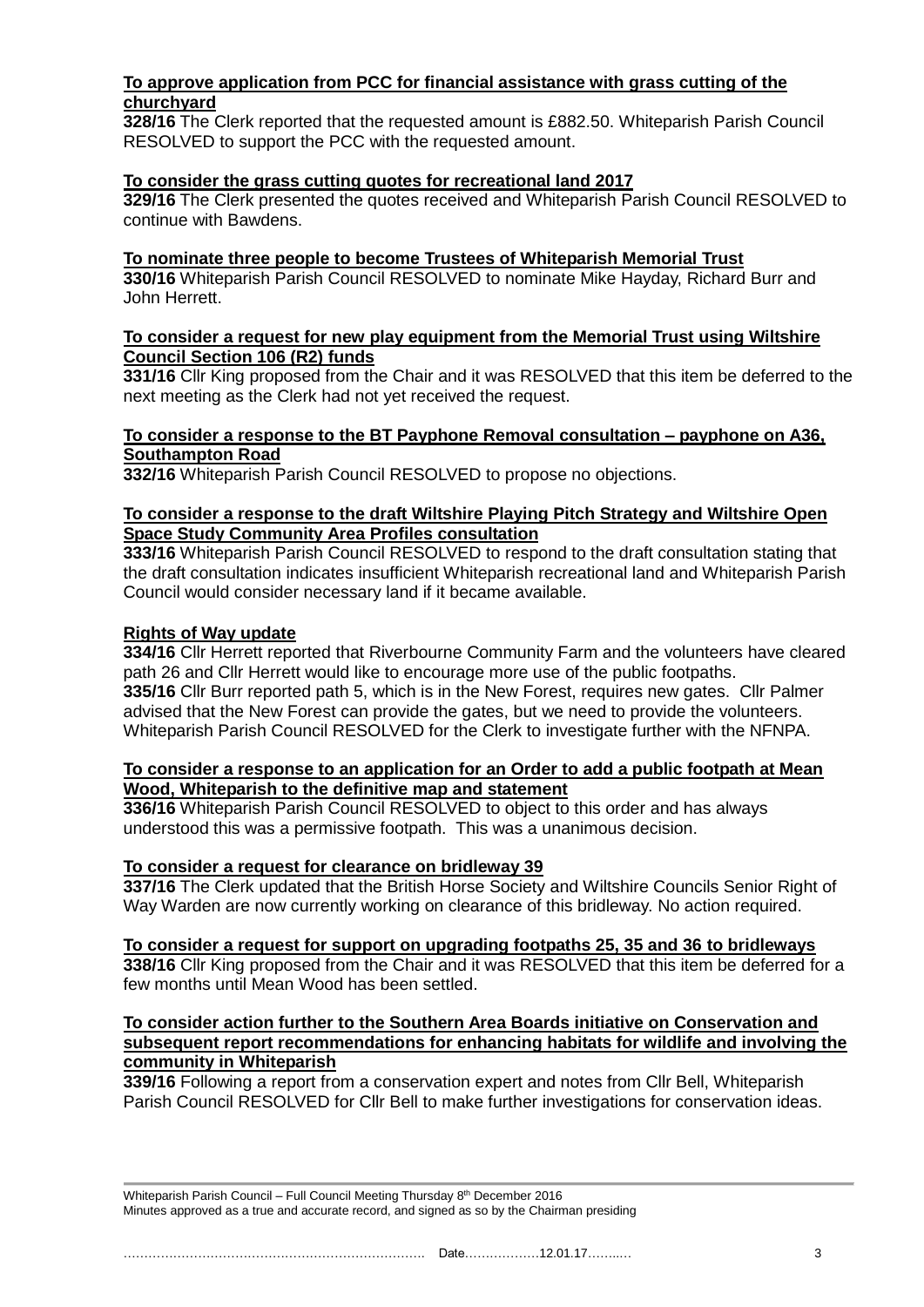**To approve application from PCC for financial assistance with grass cutting of the churchyard**

**328/16** The Clerk reported that the requested amount is £882.50. Whiteparish Parish Council RESOLVED to support the PCC with the requested amount.

**To consider the grass cutting quotes for recreational land 2017**

**329/16** The Clerk presented the quotes received and Whiteparish Parish Council RESOLVED to continue with Bawdens.

**To nominate three people to become Trustees of Whiteparish Memorial Trust**

**330/16** Whiteparish Parish Council RESOLVED to nominate Mike Hayday, Richard Burr and John Herrett.

**To consider a request for new play equipment from the Memorial Trust using Wiltshire Council Section 106 (R2) funds**

**331/16** Cllr King proposed from the Chair and it was RESOLVED that this item be deferred to the next meeting as the Clerk had not yet received the request.

**To consider a response to the BT Payphone Removal consultation – payphone on A36, Southampton Road**

**332/16** Whiteparish Parish Council RESOLVED to propose no objections.

**To consider a response to the draft Wiltshire Playing Pitch Strategy and Wiltshire Open Space Study Community Area Profiles consultation**

**333/16** Whiteparish Parish Council RESOLVED to respond to the draft consultation stating that the draft consultation indicates insufficient Whiteparish recreational land and Whiteparish Parish Council would consider necessary land if it became available.

**Rights of Way update**

**334/16** Cllr Herrett reported that Riverbourne Community Farm and the volunteers have cleared path 26 and Cllr Herrett would like to encourage more use of the public footpaths.
**335/16** Cllr Burr reported path 5, which is in the New Forest, requires new gates. Cllr Palmer advised that the New Forest can provide the gates, but we need to provide the volunteers. Whiteparish Parish Council RESOLVED for the Clerk to investigate further with the NFNPA.

**To consider a response to an application for an Order to add a public footpath at Mean Wood, Whiteparish to the definitive map and statement**

**336/16** Whiteparish Parish Council RESOLVED to object to this order and has always understood this was a permissive footpath. This was a unanimous decision.

**To consider a request for clearance on bridleway 39**

**337/16** The Clerk updated that the British Horse Society and Wiltshire Councils Senior Right of Way Warden are now currently working on clearance of this bridleway. No action required.

**To consider a request for support on upgrading footpaths 25, 35 and 36 to bridleways**

**338/16** Cllr King proposed from the Chair and it was RESOLVED that this item be deferred for a few months until Mean Wood has been settled.

**To consider action further to the Southern Area Boards initiative on Conservation and subsequent report recommendations for enhancing habitats for wildlife and involving the community in Whiteparish**

**339/16** Following a report from a conservation expert and notes from Cllr Bell, Whiteparish Parish Council RESOLVED for Cllr Bell to make further investigations for conservation ideas.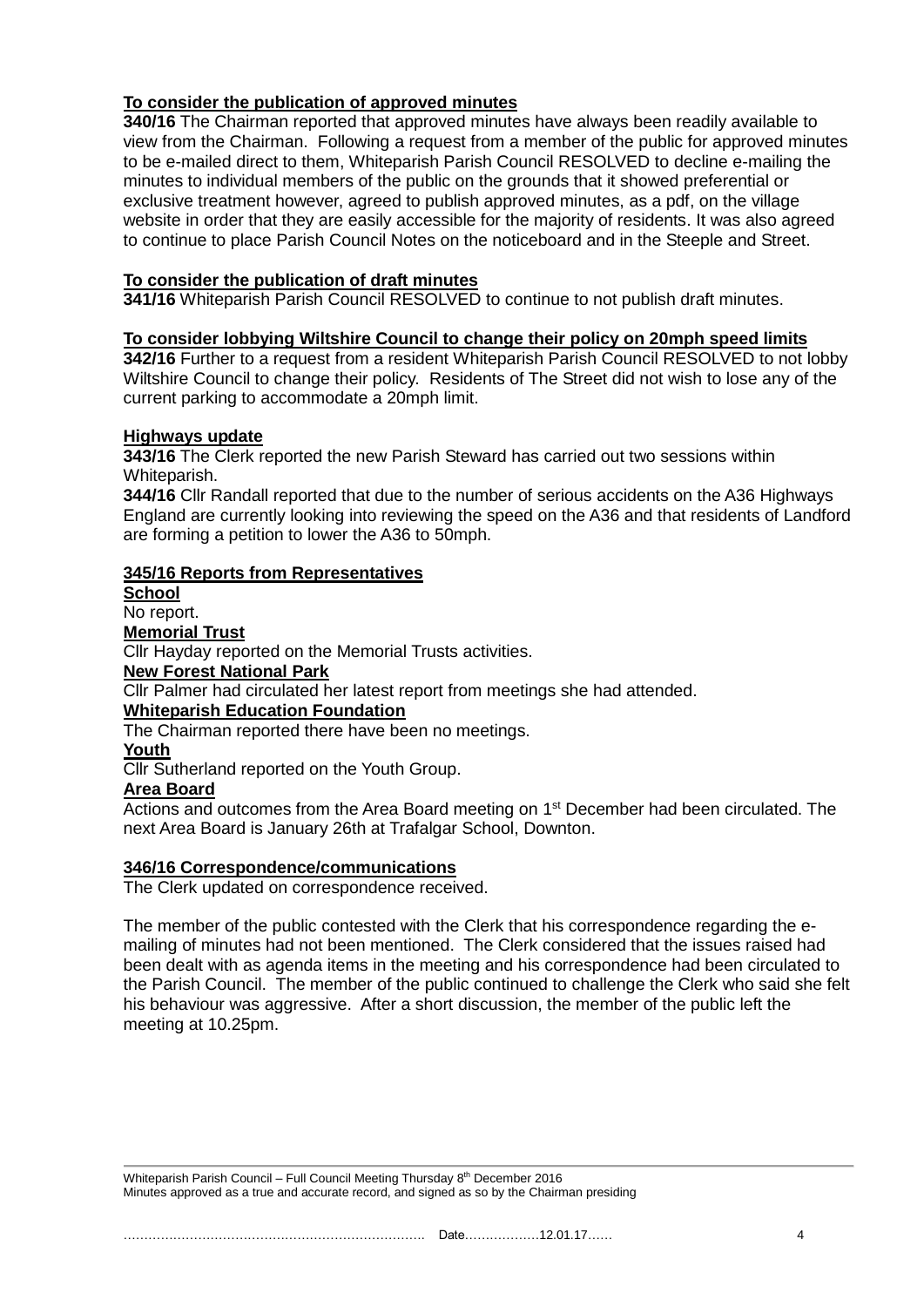**To consider the publication of approved minutes**

**340/16** The Chairman reported that approved minutes have always been readily available to view from the Chairman. Following a request from a member of the public for approved minutes to be e-mailed direct to them, Whiteparish Parish Council RESOLVED to decline e-mailing the minutes to individual members of the public on the grounds that it showed preferential or exclusive treatment however, agreed to publish approved minutes, as a pdf, on the village website in order that they are easily accessible for the majority of residents. It was also agreed to continue to place Parish Council Notes on the noticeboard and in the Steeple and Street.

**To consider the publication of draft minutes**

**341/16** Whiteparish Parish Council RESOLVED to continue to not publish draft minutes.

**To consider lobbying Wiltshire Council to change their policy on 20mph speed limits**

**342/16** Further to a request from a resident Whiteparish Parish Council RESOLVED to not lobby Wiltshire Council to change their policy. Residents of The Street did not wish to lose any of the current parking to accommodate a 20mph limit.

**Highways update**

**343/16** The Clerk reported the new Parish Steward has carried out two sessions within Whiteparish.

**344/16** Cllr Randall reported that due to the number of serious accidents on the A36 Highways England are currently looking into reviewing the speed on the A36 and that residents of Landford are forming a petition to lower the A36 to 50mph.

**345/16 Reports from Representatives**

**School**

No report.

**Memorial Trust**

Cllr Hayday reported on the Memorial Trusts activities.

**New Forest National Park**

Cllr Palmer had circulated her latest report from meetings she had attended.

**Whiteparish Education Foundation**

The Chairman reported there have been no meetings.

**Youth**

Cllr Sutherland reported on the Youth Group.

**Area Board**

Actions and outcomes from the Area Board meeting on 1st December had been circulated. The next Area Board is January 26th at Trafalgar School, Downton.

**346/16 Correspondence/communications**

The Clerk updated on correspondence received.

The member of the public contested with the Clerk that his correspondence regarding the e-mailing of minutes had not been mentioned. The Clerk considered that the issues raised had been dealt with as agenda items in the meeting and his correspondence had been circulated to the Parish Council. The member of the public continued to challenge the Clerk who said she felt his behaviour was aggressive. After a short discussion, the member of the public left the meeting at 10.25pm.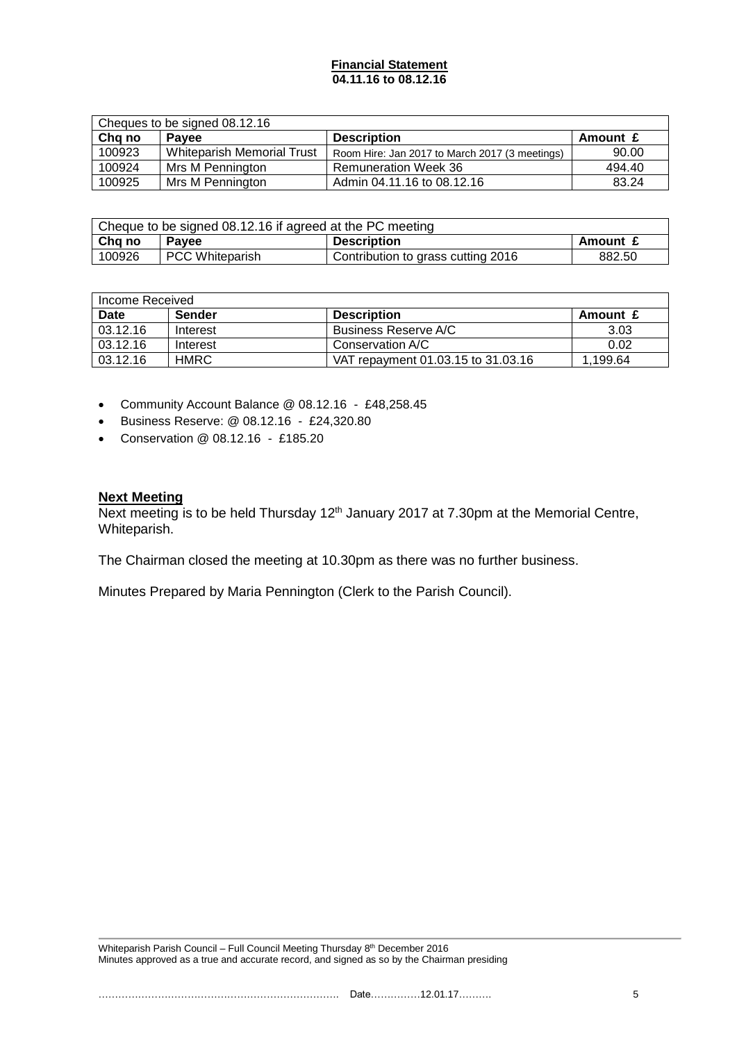**Financial Statement**
**04.11.16 to 08.12.16**

| Cheques to be signed 08.12.16 | | | |
|---|---|---|---|
| **Chq no** | **Payee** | **Description** | **Amount £** |
| 100923 | Whiteparish Memorial Trust | Room Hire: Jan 2017 to March 2017 (3 meetings) | 90.00 |
| 100924 | Mrs M Pennington | Remuneration Week 36 | 494.40 |
| 100925 | Mrs M Pennington | Admin 04.11.16 to 08.12.16 | 83.24 |

| Cheque to be signed 08.12.16 if agreed at the PC meeting | | | |
|---|---|---|---|
| **Chq no** | **Payee** | **Description** | **Amount £** |
| 100926 | PCC Whiteparish | Contribution to grass cutting 2016 | 882.50 |

| Income Received | | | |
|---|---|---|---|
| **Date** | **Sender** | **Description** | **Amount £** |
| 03.12.16 | Interest | Business Reserve A/C | 3.03 |
| 03.12.16 | Interest | Conservation A/C | 0.02 |
| 03.12.16 | HMRC | VAT repayment 01.03.15 to 31.03.16 | 1,199.64 |

- Community Account Balance @ 08.12.16 - £48,258.45
- Business Reserve: @ 08.12.16 - £24,320.80
- Conservation @ 08.12.16 - £185.20

**Next Meeting**

Next meeting is to be held Thursday 12th January 2017 at 7.30pm at the Memorial Centre, Whiteparish.

The Chairman closed the meeting at 10.30pm as there was no further business.

Minutes Prepared by Maria Pennington (Clerk to the Parish Council).

Whiteparish Parish Council – Full Council Meeting Thursday 8th December 2016
Minutes approved as a true and accurate record, and signed as so by the Chairman presiding

………………………………………………………………. Date……………12.01.17……….